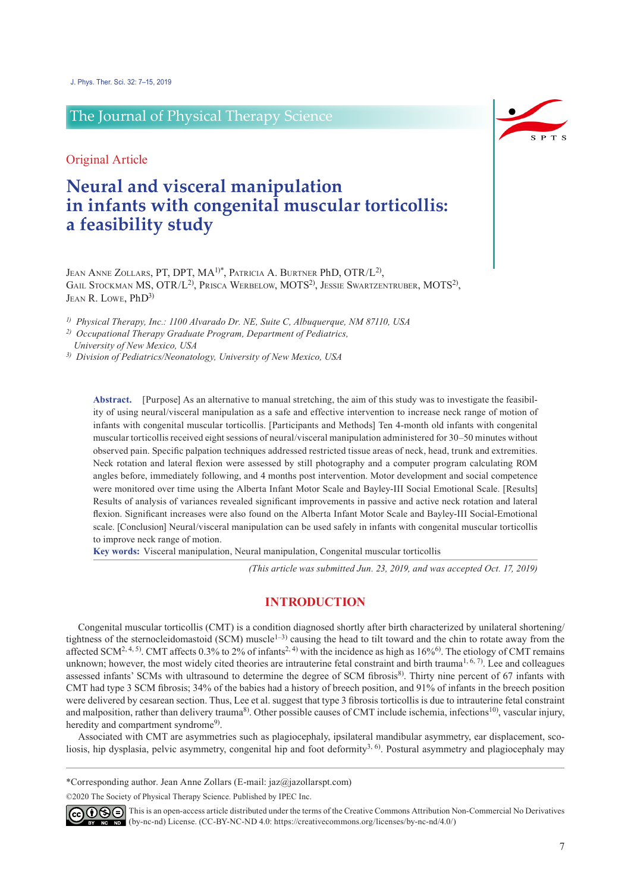Original Article

# Neural and visceral manipulation in infants with congenital muscular torticollis: a feasibility study

Jean Anne Zollars, PT, DPT, MA[1)*], Patricia A. Burtner PhD, OTR/L[2)], Gail Stockman MS, OTR/L[2)], Prisca Werbelow, MOTS[2)], Jessie Swartzentruber, MOTS[2)], Jean R. Lowe, PhD[3)]

*[1)] Physical Therapy, Inc.: 1100 Alvarado Dr. NE, Suite C, Albuquerque, NM 87110, USA*
*[2)] Occupational Therapy Graduate Program, Department of Pediatrics, University of New Mexico, USA*
*[3)] Division of Pediatrics/Neonatology, University of New Mexico, USA*

**Abstract.** [Purpose] As an alternative to manual stretching, the aim of this study was to investigate the feasibility of using neural/visceral manipulation as a safe and effective intervention to increase neck range of motion of infants with congenital muscular torticollis. [Participants and Methods] Ten 4-month old infants with congenital muscular torticollis received eight sessions of neural/visceral manipulation administered for 30–50 minutes without observed pain. Specific palpation techniques addressed restricted tissue areas of neck, head, trunk and extremities. Neck rotation and lateral flexion were assessed by still photography and a computer program calculating ROM angles before, immediately following, and 4 months post intervention. Motor development and social competence were monitored over time using the Alberta Infant Motor Scale and Bayley-III Social Emotional Scale. [Results] Results of analysis of variances revealed significant improvements in passive and active neck rotation and lateral flexion. Significant increases were also found on the Alberta Infant Motor Scale and Bayley-III Social-Emotional scale. [Conclusion] Neural/visceral manipulation can be used safely in infants with congenital muscular torticollis to improve neck range of motion.

**Key words:** Visceral manipulation, Neural manipulation, Congenital muscular torticollis

*(This article was submitted Jun. 23, 2019, and was accepted Oct. 17, 2019)*

## INTRODUCTION

Congenital muscular torticollis (CMT) is a condition diagnosed shortly after birth characterized by unilateral shortening/tightness of the sternocleidomastoid (SCM) muscle[1–3] causing the head to tilt toward and the chin to rotate away from the affected SCM[2, 4, 5]. CMT affects 0.3% to 2% of infants[2, 4] with the incidence as high as 16%[6]. The etiology of CMT remains unknown; however, the most widely cited theories are intrauterine fetal constraint and birth trauma[1, 6, 7]. Lee and colleagues assessed infants' SCMs with ultrasound to determine the degree of SCM fibrosis[8]. Thirty nine percent of 67 infants with CMT had type 3 SCM fibrosis; 34% of the babies had a history of breech position, and 91% of infants in the breech position were delivered by cesarean section. Thus, Lee et al. suggest that type 3 fibrosis torticollis is due to intrauterine fetal constraint and malposition, rather than delivery trauma[8]. Other possible causes of CMT include ischemia, infections[10], vascular injury, heredity and compartment syndrome[9].

Associated with CMT are asymmetries such as plagiocephaly, ipsilateral mandibular asymmetry, ear displacement, scoliosis, hip dysplasia, pelvic asymmetry, congenital hip and foot deformity[3, 6]. Postural asymmetry and plagiocephaly may

*Corresponding author. Jean Anne Zollars (E-mail: jaz@jazollarspt.com)

©2020 The Society of Physical Therapy Science. Published by IPEC Inc.

This is an open-access article distributed under the terms of the Creative Commons Attribution Non-Commercial No Derivatives (by-nc-nd) License. (CC-BY-NC-ND 4.0: https://creativecommons.org/licenses/by-nc-nd/4.0/)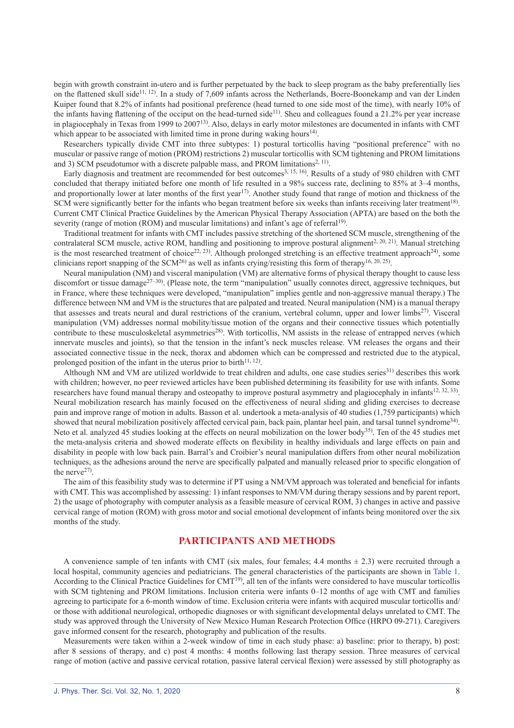begin with growth constraint in-utero and is further perpetuated by the back to sleep program as the baby preferentially lies on the flattened skull side[11, 12]. In a study of 7,609 infants across the Netherlands, Boere-Boonekamp and van der Linden Kuiper found that 8.2% of infants had positional preference (head turned to one side most of the time), with nearly 10% of the infants having flattening of the occiput on the head-turned side[11]. Sheu and colleagues found a 21.2% per year increase in plagiocephaly in Texas from 1999 to 2007[13]. Also, delays in early motor milestones are documented in infants with CMT which appear to be associated with limited time in prone during waking hours[14].

Researchers typically divide CMT into three subtypes: 1) postural torticollis having "positional preference" with no muscular or passive range of motion (PROM) restrictions 2) muscular torticollis with SCM tightening and PROM limitations and 3) SCM pseudotumor with a discrete palpable mass, and PROM limitations[2, 11].

Early diagnosis and treatment are recommended for best outcomes[3, 15, 16]. Results of a study of 980 children with CMT concluded that therapy initiated before one month of life resulted in a 98% success rate, declining to 85% at 3–4 months, and proportionally lower at later months of the first year[17]. Another study found that range of motion and thickness of the SCM were significantly better for the infants who began treatment before six weeks than infants receiving later treatment[18]. Current CMT Clinical Practice Guidelines by the American Physical Therapy Association (APTA) are based on the both the severity (range of motion (ROM) and muscular limitations) and infant's age of referral[19].

Traditional treatment for infants with CMT includes passive stretching of the shortened SCM muscle, strengthening of the contralateral SCM muscle, active ROM, handling and positioning to improve postural alignment[2, 20, 21]. Manual stretching is the most researched treatment of choice[22, 23]. Although prolonged stretching is an effective treatment approach[24], some clinicians report snapping of the SCM[26] as well as infants crying/resisting this form of therapy[16, 20, 25].

Neural manipulation (NM) and visceral manipulation (VM) are alternative forms of physical therapy thought to cause less discomfort or tissue damage[27–30]. (Please note, the term "manipulation" usually connotes direct, aggressive techniques, but in France, where these techniques were developed, "manipulation" implies gentle and non-aggressive manual therapy.) The difference between NM and VM is the structures that are palpated and treated. Neural manipulation (NM) is a manual therapy that assesses and treats neural and dural restrictions of the cranium, vertebral column, upper and lower limbs[27]. Visceral manipulation (VM) addresses normal mobility/tissue motion of the organs and their connective tissues which potentially contribute to these musculoskeletal asymmetries[28]. With torticollis, NM assists in the release of entrapped nerves (which innervate muscles and joints), so that the tension in the infant's neck muscles release. VM releases the organs and their associated connective tissue in the neck, thorax and abdomen which can be compressed and restricted due to the atypical, prolonged position of the infant in the uterus prior to birth[11, 12].

Although NM and VM are utilized worldwide to treat children and adults, one case studies series[31] describes this work with children; however, no peer reviewed articles have been published determining its feasibility for use with infants. Some researchers have found manual therapy and osteopathy to improve postural asymmetry and plagiocephaly in infants[12, 32, 33]. Neural mobilization research has mainly focused on the effectiveness of neural sliding and gliding exercises to decrease pain and improve range of motion in adults. Basson et al. undertook a meta-analysis of 40 studies (1,759 participants) which showed that neural mobilization positively affected cervical pain, back pain, plantar heel pain, and tarsal tunnel syndrome[34]. Neto et al. analyzed 45 studies looking at the effects on neural mobilization on the lower body[35]. Ten of the 45 studies met the meta-analysis criteria and showed moderate effects on flexibility in healthy individuals and large effects on pain and disability in people with low back pain. Barral's and Croibier's neural manipulation differs from other neural mobilization techniques, as the adhesions around the nerve are specifically palpated and manually released prior to specific elongation of the nerve[27].

The aim of this feasibility study was to determine if PT using a NM/VM approach was tolerated and beneficial for infants with CMT. This was accomplished by assessing: 1) infant responses to NM/VM during therapy sessions and by parent report, 2) the usage of photography with computer analysis as a feasible measure of cervical ROM, 3) changes in active and passive cervical range of motion (ROM) with gross motor and social emotional development of infants being monitored over the six months of the study.

## PARTICIPANTS AND METHODS

A convenience sample of ten infants with CMT (six males, four females; 4.4 months ± 2.3) were recruited through a local hospital, community agencies and pediatricians. The general characteristics of the participants are shown in Table 1. According to the Clinical Practice Guidelines for CMT[19], all ten of the infants were considered to have muscular torticollis with SCM tightening and PROM limitations. Inclusion criteria were infants 0–12 months of age with CMT and families agreeing to participate for a 6-month window of time. Exclusion criteria were infants with acquired muscular torticollis and/or those with additional neurological, orthopedic diagnoses or with significant developmental delays unrelated to CMT. The study was approved through the University of New Mexico Human Research Protection Office (HRPO 09-271). Caregivers gave informed consent for the research, photography and publication of the results.

Measurements were taken within a 2-week window of time in each study phase: a) baseline: prior to therapy, b) post: after 8 sessions of therapy, and c) post 4 months: 4 months following last therapy session. Three measures of cervical range of motion (active and passive cervical rotation, passive lateral cervical flexion) were assessed by still photography as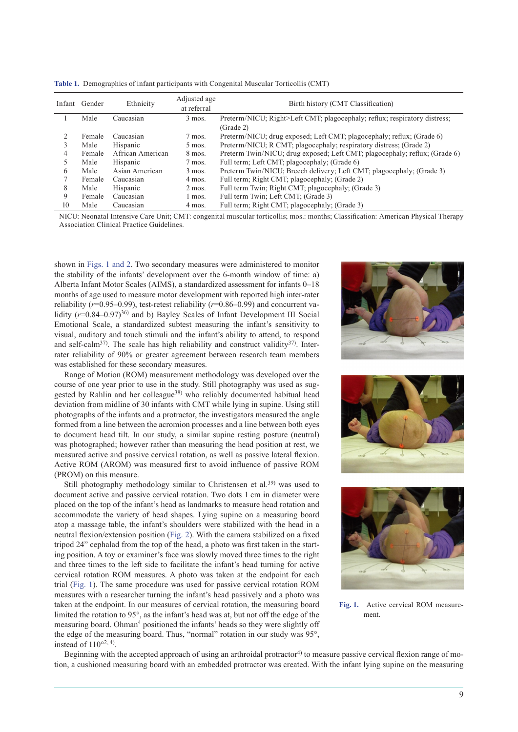**Table 1.** Demographics of infant participants with Congenital Muscular Torticollis (CMT)

| Infant | Gender | Ethnicity | Adjusted age at referral | Birth history (CMT Classification) |
|---|---|---|---|---|
| 1 | Male | Caucasian | 3 mos. | Preterm/NICU; Right>Left CMT; plagocephaly; reflux; respiratory distress; (Grade 2) |
| 2 | Female | Caucasian | 7 mos. | Preterm/NICU; drug exposed; Left CMT; plagocephaly; reflux; (Grade 6) |
| 3 | Male | Hispanic | 5 mos. | Preterm/NICU; R CMT; plagocephaly; respiratory distress; (Grade 2) |
| 4 | Female | African American | 8 mos. | Preterm Twin/NICU; drug exposed; Left CMT; plagocephaly; reflux; (Grade 6) |
| 5 | Male | Hispanic | 7 mos. | Full term; Left CMT; plagocephaly; (Grade 6) |
| 6 | Male | Asian American | 3 mos. | Preterm Twin/NICU; Breech delivery; Left CMT; plagocephaly; (Grade 3) |
| 7 | Female | Caucasian | 4 mos. | Full term; Right CMT; plagocephaly; (Grade 2) |
| 8 | Male | Hispanic | 2 mos. | Full term Twin; Right CMT; plagocephaly; (Grade 3) |
| 9 | Female | Caucasian | 1 mos. | Full term Twin; Left CMT; (Grade 3) |
| 10 | Male | Caucasian | 4 mos. | Full term; Right CMT; plagocephaly; (Grade 3) |

NICU: Neonatal Intensive Care Unit; CMT: congenital muscular torticollis; mos.: months; Classification: American Physical Therapy Association Clinical Practice Guidelines.

shown in Figs. 1 and 2. Two secondary measures were administered to monitor the stability of the infants' development over the 6-month window of time: a) Alberta Infant Motor Scales (AIMS), a standardized assessment for infants 0–18 months of age used to measure motor development with reported high inter-rater reliability ($r$=0.95–0.99), test-retest reliability ($r$=0.86–0.99) and concurrent validity ($r$=0.84–0.97)[36] and b) Bayley Scales of Infant Development III Social Emotional Scale, a standardized subtest measuring the infant's sensitivity to visual, auditory and touch stimuli and the infant's ability to attend, to respond and self-calm[37]. The scale has high reliability and construct validity[37]. Inter-rater reliability of 90% or greater agreement between research team members was established for these secondary measures.

Range of Motion (ROM) measurement methodology was developed over the course of one year prior to use in the study. Still photography was used as suggested by Rahlin and her colleague[38] who reliably documented habitual head deviation from midline of 30 infants with CMT while lying in supine. Using still photographs of the infants and a protractor, the investigators measured the angle formed from a line between the acromion processes and a line between both eyes to document head tilt. In our study, a similar supine resting posture (neutral) was photographed; however rather than measuring the head position at rest, we measured active and passive cervical rotation, as well as passive lateral flexion. Active ROM (AROM) was measured first to avoid influence of passive ROM (PROM) on this measure.

Still photography methodology similar to Christensen et al.[39] was used to document active and passive cervical rotation. Two dots 1 cm in diameter were placed on the top of the infant's head as landmarks to measure head rotation and accommodate the variety of head shapes. Lying supine on a measuring board atop a massage table, the infant's shoulders were stabilized with the head in a neutral flexion/extension position (Fig. 2). With the camera stabilized on a fixed tripod 24" cephalad from the top of the head, a photo was first taken in the starting position. A toy or examiner's face was slowly moved three times to the right and three times to the left side to facilitate the infant's head turning for active cervical rotation ROM measures. A photo was taken at the endpoint for each trial (Fig. 1). The same procedure was used for passive cervical rotation ROM measures with a researcher turning the infant's head passively and a photo was taken at the endpoint. In our measures of cervical rotation, the measuring board limited the rotation to 95°, as the infant's head was at, but not off the edge of the measuring board. Ohman[4] positioned the infants' heads so they were slightly off the edge of the measuring board. Thus, "normal" rotation in our study was 95°, instead of 110°[2, 4].

**Fig. 1.** Active cervical ROM measurement.

Beginning with the accepted approach of using an arthroidal protractor[4] to measure passive cervical flexion range of motion, a cushioned measuring board with an embedded protractor was created. With the infant lying supine on the measuring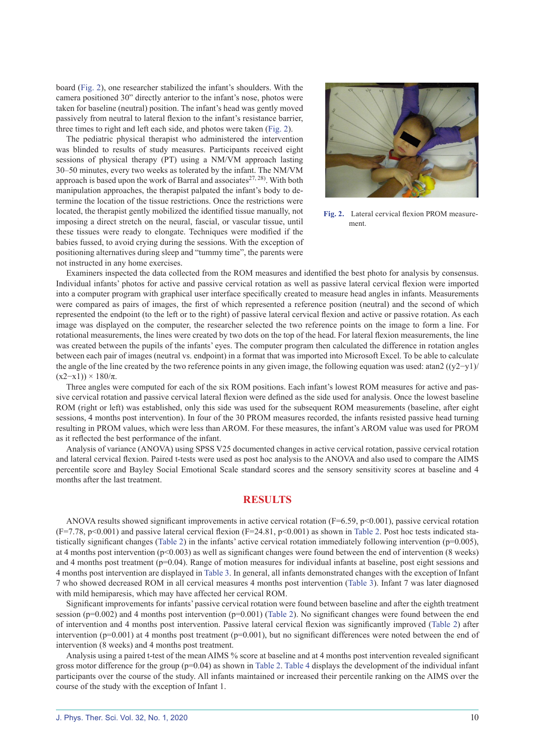board (Fig. 2), one researcher stabilized the infant's shoulders. With the camera positioned 30" directly anterior to the infant's nose, photos were taken for baseline (neutral) position. The infant's head was gently moved passively from neutral to lateral flexion to the infant's resistance barrier, three times to right and left each side, and photos were taken (Fig. 2).

The pediatric physical therapist who administered the intervention was blinded to results of study measures. Participants received eight sessions of physical therapy (PT) using a NM/VM approach lasting 30–50 minutes, every two weeks as tolerated by the infant. The NM/VM approach is based upon the work of Barral and associates[27, 28]. With both manipulation approaches, the therapist palpated the infant's body to determine the location of the tissue restrictions. Once the restrictions were located, the therapist gently mobilized the identified tissue manually, not imposing a direct stretch on the neural, fascial, or vascular tissue, until these tissues were ready to elongate. Techniques were modified if the babies fussed, to avoid crying during the sessions. With the exception of positioning alternatives during sleep and "tummy time", the parents were not instructed in any home exercises.

**Fig. 2.** Lateral cervical flexion PROM measurement.

Examiners inspected the data collected from the ROM measures and identified the best photo for analysis by consensus. Individual infants' photos for active and passive cervical rotation as well as passive lateral cervical flexion were imported into a computer program with graphical user interface specifically created to measure head angles in infants. Measurements were compared as pairs of images, the first of which represented a reference position (neutral) and the second of which represented the endpoint (to the left or to the right) of passive lateral cervical flexion and active or passive rotation. As each image was displayed on the computer, the researcher selected the two reference points on the image to form a line. For rotational measurements, the lines were created by two dots on the top of the head. For lateral flexion measurements, the line was created between the pupils of the infants' eyes. The computer program then calculated the difference in rotation angles between each pair of images (neutral vs. endpoint) in a format that was imported into Microsoft Excel. To be able to calculate the angle of the line created by the two reference points in any given image, the following equation was used: $\mathrm{atan2}\,((y2-y1)/(x2-x1)) \times 180/\pi$.

Three angles were computed for each of the six ROM positions. Each infant's lowest ROM measures for active and passive cervical rotation and passive cervical lateral flexion were defined as the side used for analysis. Once the lowest baseline ROM (right or left) was established, only this side was used for the subsequent ROM measurements (baseline, after eight sessions, 4 months post intervention). In four of the 30 PROM measures recorded, the infants resisted passive head turning resulting in PROM values, which were less than AROM. For these measures, the infant's AROM value was used for PROM as it reflected the best performance of the infant.

Analysis of variance (ANOVA) using SPSS V25 documented changes in active cervical rotation, passive cervical rotation and lateral cervical flexion. Paired t-tests were used as post hoc analysis to the ANOVA and also used to compare the AIMS percentile score and Bayley Social Emotional Scale standard scores and the sensory sensitivity scores at baseline and 4 months after the last treatment.

## RESULTS

ANOVA results showed significant improvements in active cervical rotation ($F=6.59$, $p<0.001$), passive cervical rotation ($F=7.78$, $p<0.001$) and passive lateral cervical flexion ($F=24.81$, $p<0.001$) as shown in Table 2. Post hoc tests indicated statistically significant changes (Table 2) in the infants' active cervical rotation immediately following intervention ($p=0.005$), at 4 months post intervention ($p<0.003$) as well as significant changes were found between the end of intervention (8 weeks) and 4 months post treatment ($p=0.04$). Range of motion measures for individual infants at baseline, post eight sessions and 4 months post intervention are displayed in Table 3. In general, all infants demonstrated changes with the exception of Infant 7 who showed decreased ROM in all cervical measures 4 months post intervention (Table 3). Infant 7 was later diagnosed with mild hemiparesis, which may have affected her cervical ROM.

Significant improvements for infants' passive cervical rotation were found between baseline and after the eighth treatment session ($p=0.002$) and 4 months post intervention ($p=0.001$) (Table 2). No significant changes were found between the end of intervention and 4 months post intervention. Passive lateral cervical flexion was significantly improved (Table 2) after intervention ($p=0.001$) at 4 months post treatment ($p=0.001$), but no significant differences were noted between the end of intervention (8 weeks) and 4 months post treatment.

Analysis using a paired t-test of the mean AIMS % score at baseline and at 4 months post intervention revealed significant gross motor difference for the group ($p=0.04$) as shown in Table 2. Table 4 displays the development of the individual infant participants over the course of the study. All infants maintained or increased their percentile ranking on the AIMS over the course of the study with the exception of Infant 1.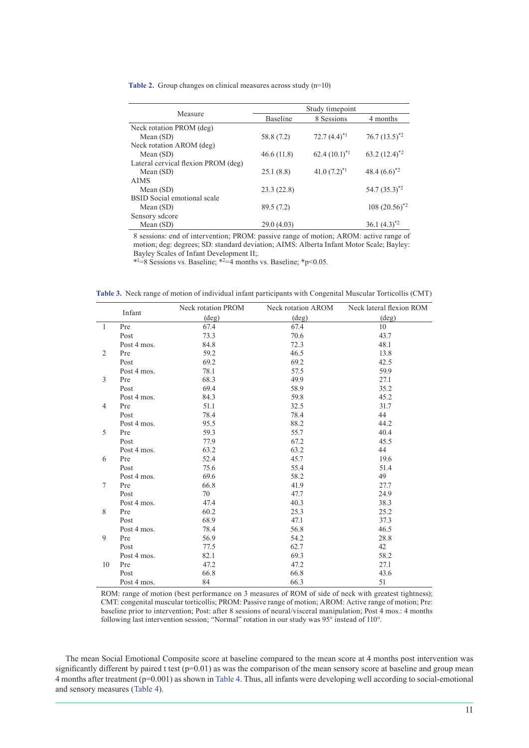**Table 2.** Group changes on clinical measures across study (n=10)

| Measure | Study timepoint | | |
|---|---|---|---|
| | Baseline | 8 Sessions | 4 months |
| Neck rotation PROM (deg) | | | |
| Mean (SD) | 58.8 (7.2) | 72.7 (4.4)$^{*1}$ | 76.7 (13.5)$^{*2}$ |
| Neck rotation AROM (deg) | | | |
| Mean (SD) | 46.6 (11.8) | 62.4 (10.1)$^{*1}$ | 63.2 (12.4)$^{*2}$ |
| Lateral cervical flexion PROM (deg) | | | |
| Mean (SD) | 25.1 (8.8) | 41.0 (7.2)$^{*1}$ | 48.4 (6.6)$^{*2}$ |
| AIMS | | | |
| Mean (SD) | 23.3 (22.8) | | 54.7 (35.3)$^{*2}$ |
| BSID Social emotional scale | | | |
| Mean (SD) | 89.5 (7.2) | | 108 (20.56)$^{*2}$ |
| Sensory sdcore | | | |
| Mean (SD) | 29.0 (4.03) | | 36.1 (4.3)$^{*2}$ |

8 sessions: end of intervention; PROM: passive range of motion; AROM: active range of motion; deg: degrees; SD: standard deviation; AIMS: Alberta Infant Motor Scale; Bayley: Bayley Scales of Infant Development II;.
$^{*1}$=8 Sessions vs. Baseline; $^{*2}$=4 months vs. Baseline; *$p<0.05$.

**Table 3.** Neck range of motion of individual infant participants with Congenital Muscular Torticollis (CMT)

| Infant | | Neck rotation PROM (deg) | Neck rotation AROM (deg) | Neck lateral flexion ROM (deg) |
|---|---|---|---|---|
| 1 | Pre | 67.4 | 67.4 | 10 |
| | Post | 73.3 | 70.6 | 43.7 |
| | Post 4 mos. | 84.8 | 72.3 | 48.1 |
| 2 | Pre | 59.2 | 46.5 | 13.8 |
| | Post | 69.2 | 69.2 | 42.5 |
| | Post 4 mos. | 78.1 | 57.5 | 59.9 |
| 3 | Pre | 68.3 | 49.9 | 27.1 |
| | Post | 69.4 | 58.9 | 35.2 |
| | Post 4 mos. | 84.3 | 59.8 | 45.2 |
| 4 | Pre | 51.1 | 32.5 | 31.7 |
| | Post | 78.4 | 78.4 | 44 |
| | Post 4 mos. | 95.5 | 88.2 | 44.2 |
| 5 | Pre | 59.3 | 55.7 | 40.4 |
| | Post | 77.9 | 67.2 | 45.5 |
| | Post 4 mos. | 63.2 | 63.2 | 44 |
| 6 | Pre | 52.4 | 45.7 | 19.6 |
| | Post | 75.6 | 55.4 | 51.4 |
| | Post 4 mos. | 69.6 | 58.2 | 49 |
| 7 | Pre | 66.8 | 41.9 | 27.7 |
| | Post | 70 | 47.7 | 24.9 |
| | Post 4 mos. | 47.4 | 40.3 | 38.3 |
| 8 | Pre | 60.2 | 25.3 | 25.2 |
| | Post | 68.9 | 47.1 | 37.3 |
| | Post 4 mos. | 78.4 | 56.8 | 46.5 |
| 9 | Pre | 56.9 | 54.2 | 28.8 |
| | Post | 77.5 | 62.7 | 42 |
| | Post 4 mos. | 82.1 | 69.3 | 58.2 |
| 10 | Pre | 47.2 | 47.2 | 27.1 |
| | Post | 66.8 | 66.8 | 43.6 |
| | Post 4 mos. | 84 | 66.3 | 51 |

ROM: range of motion (best performance on 3 measures of ROM of side of neck with greatest tightness); CMT: congenital muscular torticollis; PROM: Passive range of motion; AROM: Active range of motion; Pre: baseline prior to intervention; Post: after 8 sessions of neural/visceral manipulation; Post 4 mos.: 4 months following last intervention session; "Normal" rotation in our study was 95° instead of 110°.

The mean Social Emotional Composite score at baseline compared to the mean score at 4 months post intervention was significantly different by paired t test ($p=0.01$) as was the comparison of the mean sensory score at baseline and group mean 4 months after treatment ($p=0.001$) as shown in Table 4. Thus, all infants were developing well according to social-emotional and sensory measures (Table 4).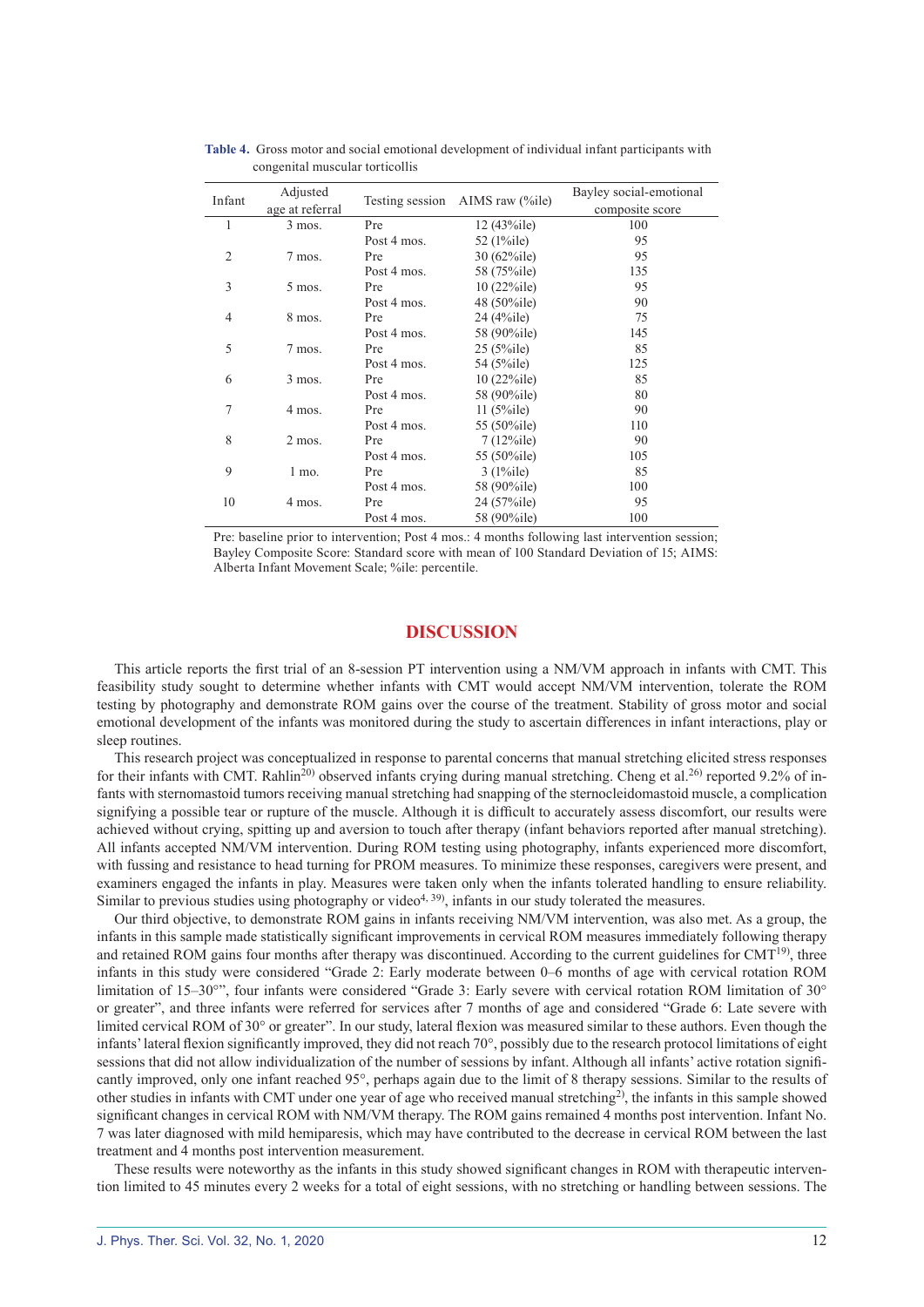**Table 4.** Gross motor and social emotional development of individual infant participants with congenital muscular torticollis

| Infant | Adjusted age at referral | Testing session | AIMS raw (%ile) | Bayley social-emotional composite score |
|---|---|---|---|---|
| 1 | 3 mos. | Pre | 12 (43%ile) | 100 |
| | | Post 4 mos. | 52 (1%ile) | 95 |
| 2 | 7 mos. | Pre | 30 (62%ile) | 95 |
| | | Post 4 mos. | 58 (75%ile) | 135 |
| 3 | 5 mos. | Pre | 10 (22%ile) | 95 |
| | | Post 4 mos. | 48 (50%ile) | 90 |
| 4 | 8 mos. | Pre | 24 (4%ile) | 75 |
| | | Post 4 mos. | 58 (90%ile) | 145 |
| 5 | 7 mos. | Pre | 25 (5%ile) | 85 |
| | | Post 4 mos. | 54 (5%ile) | 125 |
| 6 | 3 mos. | Pre | 10 (22%ile) | 85 |
| | | Post 4 mos. | 58 (90%ile) | 80 |
| 7 | 4 mos. | Pre | 11 (5%ile) | 90 |
| | | Post 4 mos. | 55 (50%ile) | 110 |
| 8 | 2 mos. | Pre | 7 (12%ile) | 90 |
| | | Post 4 mos. | 55 (50%ile) | 105 |
| 9 | 1 mo. | Pre | 3 (1%ile) | 85 |
| | | Post 4 mos. | 58 (90%ile) | 100 |
| 10 | 4 mos. | Pre | 24 (57%ile) | 95 |
| | | Post 4 mos. | 58 (90%ile) | 100 |

Pre: baseline prior to intervention; Post 4 mos.: 4 months following last intervention session; Bayley Composite Score: Standard score with mean of 100 Standard Deviation of 15; AIMS: Alberta Infant Movement Scale; %ile: percentile.

## DISCUSSION

This article reports the first trial of an 8-session PT intervention using a NM/VM approach in infants with CMT. This feasibility study sought to determine whether infants with CMT would accept NM/VM intervention, tolerate the ROM testing by photography and demonstrate ROM gains over the course of the treatment. Stability of gross motor and social emotional development of the infants was monitored during the study to ascertain differences in infant interactions, play or sleep routines.

This research project was conceptualized in response to parental concerns that manual stretching elicited stress responses for their infants with CMT. Rahlin[20] observed infants crying during manual stretching. Cheng et al.[26] reported 9.2% of infants with sternomastoid tumors receiving manual stretching had snapping of the sternocleidomastoid muscle, a complication signifying a possible tear or rupture of the muscle. Although it is difficult to accurately assess discomfort, our results were achieved without crying, spitting up and aversion to touch after therapy (infant behaviors reported after manual stretching). All infants accepted NM/VM intervention. During ROM testing using photography, infants experienced more discomfort, with fussing and resistance to head turning for PROM measures. To minimize these responses, caregivers were present, and examiners engaged the infants in play. Measures were taken only when the infants tolerated handling to ensure reliability. Similar to previous studies using photography or video[4, 39], infants in our study tolerated the measures.

Our third objective, to demonstrate ROM gains in infants receiving NM/VM intervention, was also met. As a group, the infants in this sample made statistically significant improvements in cervical ROM measures immediately following therapy and retained ROM gains four months after therapy was discontinued. According to the current guidelines for CMT[19], three infants in this study were considered "Grade 2: Early moderate between 0–6 months of age with cervical rotation ROM limitation of 15–30°", four infants were considered "Grade 3: Early severe with cervical rotation ROM limitation of 30° or greater", and three infants were referred for services after 7 months of age and considered "Grade 6: Late severe with limited cervical ROM of 30° or greater". In our study, lateral flexion was measured similar to these authors. Even though the infants' lateral flexion significantly improved, they did not reach 70°, possibly due to the research protocol limitations of eight sessions that did not allow individualization of the number of sessions by infant. Although all infants' active rotation significantly improved, only one infant reached 95°, perhaps again due to the limit of 8 therapy sessions. Similar to the results of other studies in infants with CMT under one year of age who received manual stretching[2], the infants in this sample showed significant changes in cervical ROM with NM/VM therapy. The ROM gains remained 4 months post intervention. Infant No. 7 was later diagnosed with mild hemiparesis, which may have contributed to the decrease in cervical ROM between the last treatment and 4 months post intervention measurement.

These results were noteworthy as the infants in this study showed significant changes in ROM with therapeutic intervention limited to 45 minutes every 2 weeks for a total of eight sessions, with no stretching or handling between sessions. The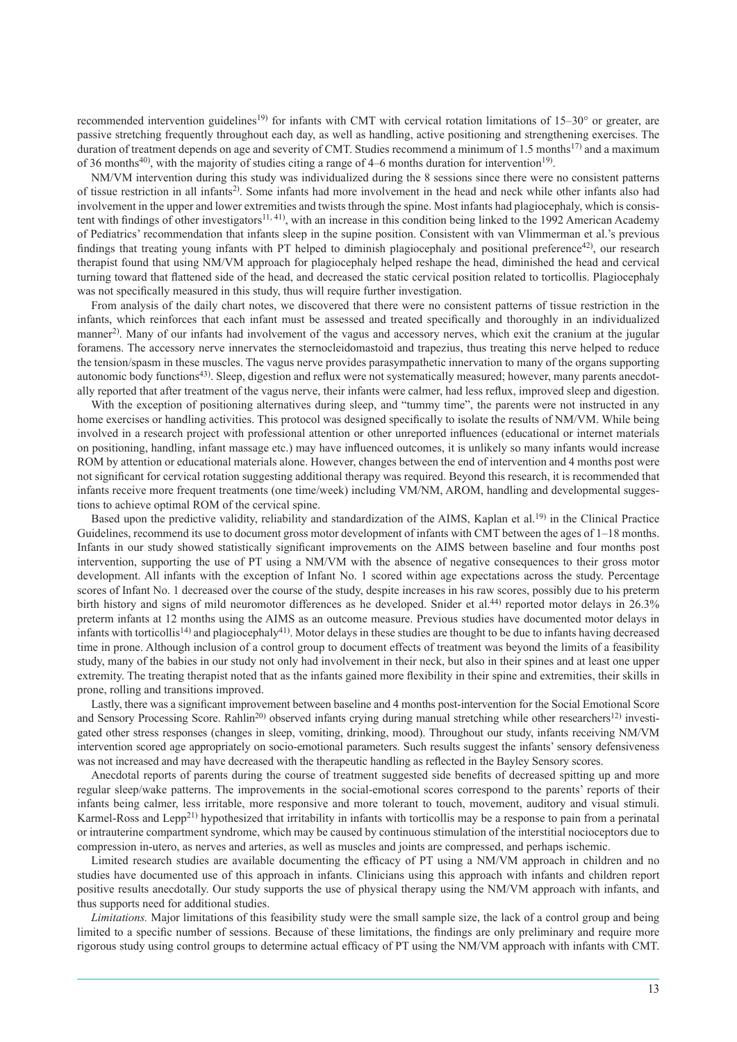recommended intervention guidelines[19] for infants with CMT with cervical rotation limitations of 15–30° or greater, are passive stretching frequently throughout each day, as well as handling, active positioning and strengthening exercises. The duration of treatment depends on age and severity of CMT. Studies recommend a minimum of 1.5 months[17] and a maximum of 36 months[40], with the majority of studies citing a range of 4–6 months duration for intervention[19].

NM/VM intervention during this study was individualized during the 8 sessions since there were no consistent patterns of tissue restriction in all infants[2]. Some infants had more involvement in the head and neck while other infants also had involvement in the upper and lower extremities and twists through the spine. Most infants had plagiocephaly, which is consistent with findings of other investigators[11, 41], with an increase in this condition being linked to the 1992 American Academy of Pediatrics' recommendation that infants sleep in the supine position. Consistent with van Vlimmerman et al.'s previous findings that treating young infants with PT helped to diminish plagiocephaly and positional preference[42], our research therapist found that using NM/VM approach for plagiocephaly helped reshape the head, diminished the head and cervical turning toward that flattened side of the head, and decreased the static cervical position related to torticollis. Plagiocephaly was not specifically measured in this study, thus will require further investigation.

From analysis of the daily chart notes, we discovered that there were no consistent patterns of tissue restriction in the infants, which reinforces that each infant must be assessed and treated specifically and thoroughly in an individualized manner[2]. Many of our infants had involvement of the vagus and accessory nerves, which exit the cranium at the jugular foramens. The accessory nerve innervates the sternocleidomastoid and trapezius, thus treating this nerve helped to reduce the tension/spasm in these muscles. The vagus nerve provides parasympathetic innervation to many of the organs supporting autonomic body functions[43]. Sleep, digestion and reflux were not systematically measured; however, many parents anecdotally reported that after treatment of the vagus nerve, their infants were calmer, had less reflux, improved sleep and digestion.

With the exception of positioning alternatives during sleep, and "tummy time", the parents were not instructed in any home exercises or handling activities. This protocol was designed specifically to isolate the results of NM/VM. While being involved in a research project with professional attention or other unreported influences (educational or internet materials on positioning, handling, infant massage etc.) may have influenced outcomes, it is unlikely so many infants would increase ROM by attention or educational materials alone. However, changes between the end of intervention and 4 months post were not significant for cervical rotation suggesting additional therapy was required. Beyond this research, it is recommended that infants receive more frequent treatments (one time/week) including VM/NM, AROM, handling and developmental suggestions to achieve optimal ROM of the cervical spine.

Based upon the predictive validity, reliability and standardization of the AIMS, Kaplan et al.[19] in the Clinical Practice Guidelines, recommend its use to document gross motor development of infants with CMT between the ages of 1–18 months. Infants in our study showed statistically significant improvements on the AIMS between baseline and four months post intervention, supporting the use of PT using a NM/VM with the absence of negative consequences to their gross motor development. All infants with the exception of Infant No. 1 scored within age expectations across the study. Percentage scores of Infant No. 1 decreased over the course of the study, despite increases in his raw scores, possibly due to his preterm birth history and signs of mild neuromotor differences as he developed. Snider et al.[44] reported motor delays in 26.3% preterm infants at 12 months using the AIMS as an outcome measure. Previous studies have documented motor delays in infants with torticollis[14] and plagiocephaly[41]. Motor delays in these studies are thought to be due to infants having decreased time in prone. Although inclusion of a control group to document effects of treatment was beyond the limits of a feasibility study, many of the babies in our study not only had involvement in their neck, but also in their spines and at least one upper extremity. The treating therapist noted that as the infants gained more flexibility in their spine and extremities, their skills in prone, rolling and transitions improved.

Lastly, there was a significant improvement between baseline and 4 months post-intervention for the Social Emotional Score and Sensory Processing Score. Rahlin[20] observed infants crying during manual stretching while other researchers[12] investigated other stress responses (changes in sleep, vomiting, drinking, mood). Throughout our study, infants receiving NM/VM intervention scored age appropriately on socio-emotional parameters. Such results suggest the infants' sensory defensiveness was not increased and may have decreased with the therapeutic handling as reflected in the Bayley Sensory scores.

Anecdotal reports of parents during the course of treatment suggested side benefits of decreased spitting up and more regular sleep/wake patterns. The improvements in the social-emotional scores correspond to the parents' reports of their infants being calmer, less irritable, more responsive and more tolerant to touch, movement, auditory and visual stimuli. Karmel-Ross and Lepp[21] hypothesized that irritability in infants with torticollis may be a response to pain from a perinatal or intrauterine compartment syndrome, which may be caused by continuous stimulation of the interstitial nocioceptors due to compression in-utero, as nerves and arteries, as well as muscles and joints are compressed, and perhaps ischemic.

Limited research studies are available documenting the efficacy of PT using a NM/VM approach in children and no studies have documented use of this approach in infants. Clinicians using this approach with infants and children report positive results anecdotally. Our study supports the use of physical therapy using the NM/VM approach with infants, and thus supports need for additional studies.

*Limitations.* Major limitations of this feasibility study were the small sample size, the lack of a control group and being limited to a specific number of sessions. Because of these limitations, the findings are only preliminary and require more rigorous study using control groups to determine actual efficacy of PT using the NM/VM approach with infants with CMT.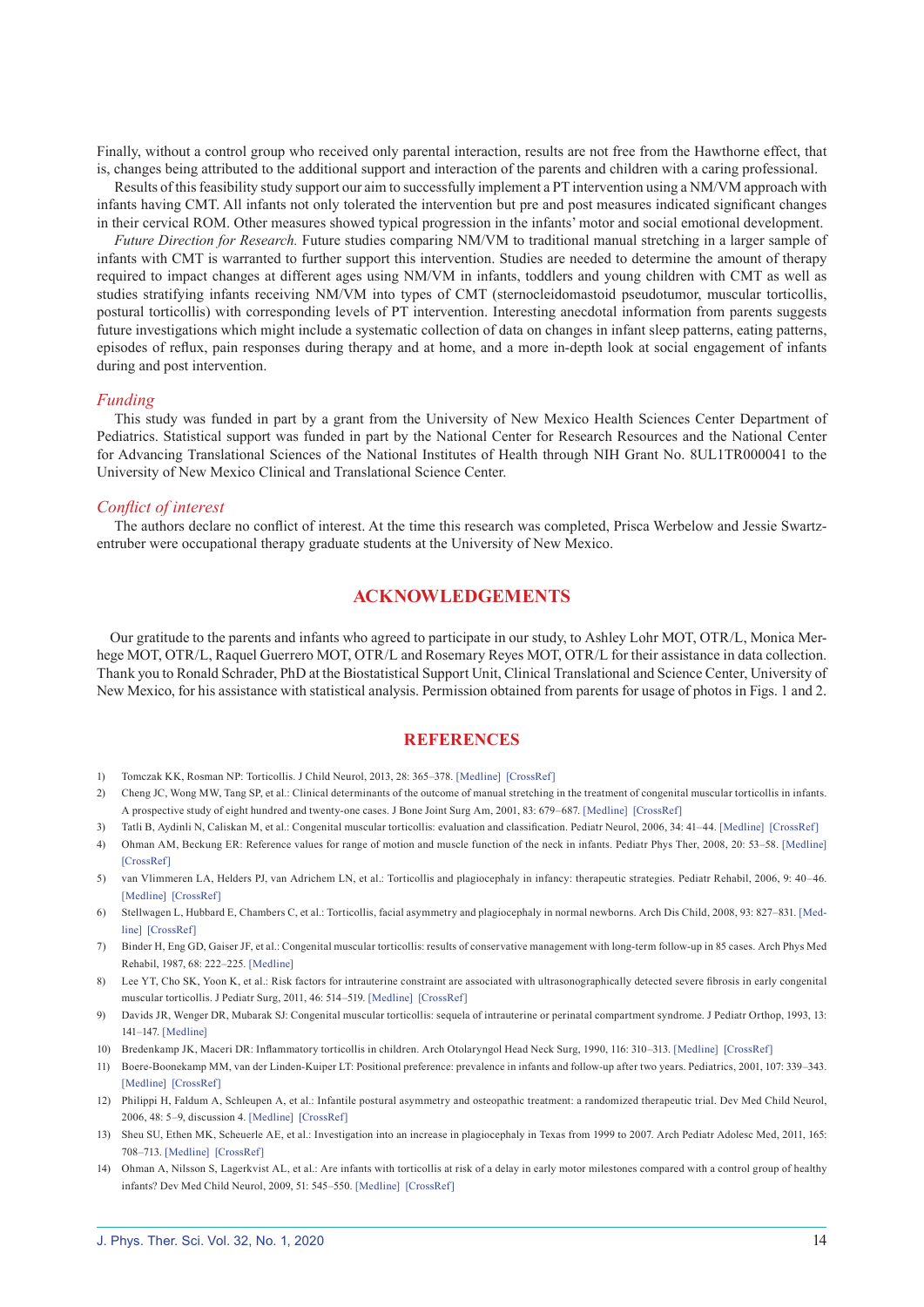Finally, without a control group who received only parental interaction, results are not free from the Hawthorne effect, that is, changes being attributed to the additional support and interaction of the parents and children with a caring professional.

Results of this feasibility study support our aim to successfully implement a PT intervention using a NM/VM approach with infants having CMT. All infants not only tolerated the intervention but pre and post measures indicated significant changes in their cervical ROM. Other measures showed typical progression in the infants' motor and social emotional development.

*Future Direction for Research.* Future studies comparing NM/VM to traditional manual stretching in a larger sample of infants with CMT is warranted to further support this intervention. Studies are needed to determine the amount of therapy required to impact changes at different ages using NM/VM in infants, toddlers and young children with CMT as well as studies stratifying infants receiving NM/VM into types of CMT (sternocleidomastoid pseudotumor, muscular torticollis, postural torticollis) with corresponding levels of PT intervention. Interesting anecdotal information from parents suggests future investigations which might include a systematic collection of data on changes in infant sleep patterns, eating patterns, episodes of reflux, pain responses during therapy and at home, and a more in-depth look at social engagement of infants during and post intervention.

### *Funding*

This study was funded in part by a grant from the University of New Mexico Health Sciences Center Department of Pediatrics. Statistical support was funded in part by the National Center for Research Resources and the National Center for Advancing Translational Sciences of the National Institutes of Health through NIH Grant No. 8UL1TR000041 to the University of New Mexico Clinical and Translational Science Center.

### *Conflict of interest*

The authors declare no conflict of interest. At the time this research was completed, Prisca Werbelow and Jessie Swartzentruber were occupational therapy graduate students at the University of New Mexico.

## ACKNOWLEDGEMENTS

Our gratitude to the parents and infants who agreed to participate in our study, to Ashley Lohr MOT, OTR/L, Monica Merhege MOT, OTR/L, Raquel Guerrero MOT, OTR/L and Rosemary Reyes MOT, OTR/L for their assistance in data collection. Thank you to Ronald Schrader, PhD at the Biostatistical Support Unit, Clinical Translational and Science Center, University of New Mexico, for his assistance with statistical analysis. Permission obtained from parents for usage of photos in Figs. 1 and 2.

## REFERENCES

1) Tomczak KK, Rosman NP: Torticollis. J Child Neurol, 2013, 28: 365–378. [Medline] [CrossRef]
2) Cheng JC, Wong MW, Tang SP, et al.: Clinical determinants of the outcome of manual stretching in the treatment of congenital muscular torticollis in infants. A prospective study of eight hundred and twenty-one cases. J Bone Joint Surg Am, 2001, 83: 679–687. [Medline] [CrossRef]
3) Tatli B, Aydinli N, Caliskan M, et al.: Congenital muscular torticollis: evaluation and classification. Pediatr Neurol, 2006, 34: 41–44. [Medline] [CrossRef]
4) Ohman AM, Beckung ER: Reference values for range of motion and muscle function of the neck in infants. Pediatr Phys Ther, 2008, 20: 53–58. [Medline] [CrossRef]
5) van Vlimmeren LA, Helders PJ, van Adrichem LN, et al.: Torticollis and plagiocephaly in infancy: therapeutic strategies. Pediatr Rehabil, 2006, 9: 40–46. [Medline] [CrossRef]
6) Stellwagen L, Hubbard E, Chambers C, et al.: Torticollis, facial asymmetry and plagiocephaly in normal newborns. Arch Dis Child, 2008, 93: 827–831. [Medline] [CrossRef]
7) Binder H, Eng GD, Gaiser JF, et al.: Congenital muscular torticollis: results of conservative management with long-term follow-up in 85 cases. Arch Phys Med Rehabil, 1987, 68: 222–225. [Medline]
8) Lee YT, Cho SK, Yoon K, et al.: Risk factors for intrauterine constraint are associated with ultrasonographically detected severe fibrosis in early congenital muscular torticollis. J Pediatr Surg, 2011, 46: 514–519. [Medline] [CrossRef]
9) Davids JR, Wenger DR, Mubarak SJ: Congenital muscular torticollis: sequela of intrauterine or perinatal compartment syndrome. J Pediatr Orthop, 1993, 13: 141–147. [Medline]
10) Bredenkamp JK, Maceri DR: Inflammatory torticollis in children. Arch Otolaryngol Head Neck Surg, 1990, 116: 310–313. [Medline] [CrossRef]
11) Boere-Boonekamp MM, van der Linden-Kuiper LT: Positional preference: prevalence in infants and follow-up after two years. Pediatrics, 2001, 107: 339–343. [Medline] [CrossRef]
12) Philippi H, Faldum A, Schleupen A, et al.: Infantile postural asymmetry and osteopathic treatment: a randomized therapeutic trial. Dev Med Child Neurol, 2006, 48: 5–9, discussion 4. [Medline] [CrossRef]
13) Sheu SU, Ethen MK, Scheuerle AE, et al.: Investigation into an increase in plagiocephaly in Texas from 1999 to 2007. Arch Pediatr Adolesc Med, 2011, 165: 708–713. [Medline] [CrossRef]
14) Ohman A, Nilsson S, Lagerkvist AL, et al.: Are infants with torticollis at risk of a delay in early motor milestones compared with a control group of healthy infants? Dev Med Child Neurol, 2009, 51: 545–550. [Medline] [CrossRef]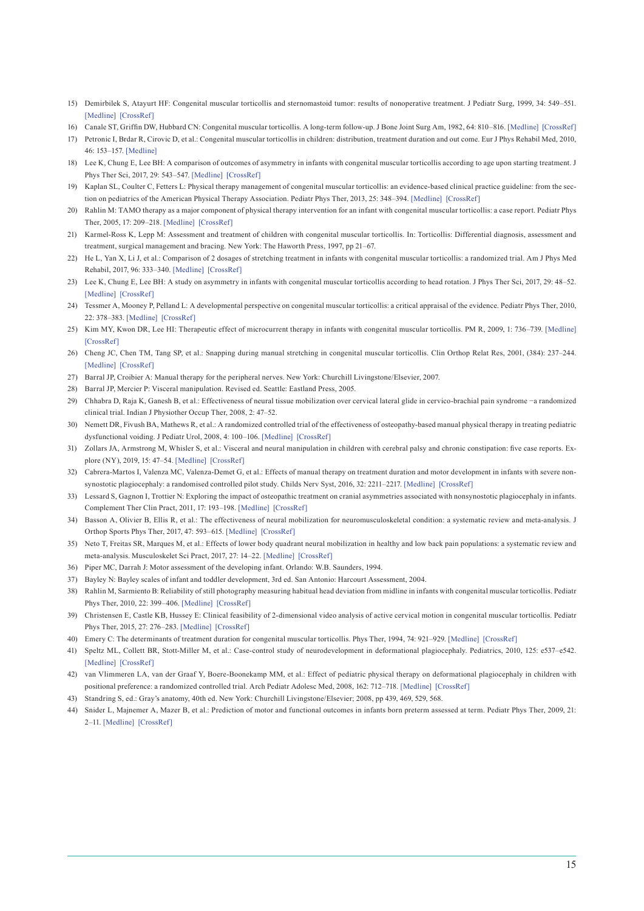15) Demirbilek S, Atayurt HF: Congenital muscular torticollis and sternomastoid tumor: results of nonoperative treatment. J Pediatr Surg, 1999, 34: 549–551. [Medline] [CrossRef]
16) Canale ST, Griffin DW, Hubbard CN: Congenital muscular torticollis. A long-term follow-up. J Bone Joint Surg Am, 1982, 64: 810–816. [Medline] [CrossRef]
17) Petronic I, Brdar R, Cirovic D, et al.: Congenital muscular torticollis in children: distribution, treatment duration and out come. Eur J Phys Rehabil Med, 2010, 46: 153–157. [Medline]
18) Lee K, Chung E, Lee BH: A comparison of outcomes of asymmetry in infants with congenital muscular torticollis according to age upon starting treatment. J Phys Ther Sci, 2017, 29: 543–547. [Medline] [CrossRef]
19) Kaplan SL, Coulter C, Fetters L: Physical therapy management of congenital muscular torticollis: an evidence-based clinical practice guideline: from the section on pediatrics of the American Physical Therapy Association. Pediatr Phys Ther, 2013, 25: 348–394. [Medline] [CrossRef]
20) Rahlin M: TAMO therapy as a major component of physical therapy intervention for an infant with congenital muscular torticollis: a case report. Pediatr Phys Ther, 2005, 17: 209–218. [Medline] [CrossRef]
21) Karmel-Ross K, Lepp M: Assessment and treatment of children with congenital muscular torticollis. In: Torticollis: Differential diagnosis, assessment and treatment, surgical management and bracing. New York: The Haworth Press, 1997, pp 21–67.
22) He L, Yan X, Li J, et al.: Comparison of 2 dosages of stretching treatment in infants with congenital muscular torticollis: a randomized trial. Am J Phys Med Rehabil, 2017, 96: 333–340. [Medline] [CrossRef]
23) Lee K, Chung E, Lee BH: A study on asymmetry in infants with congenital muscular torticollis according to head rotation. J Phys Ther Sci, 2017, 29: 48–52. [Medline] [CrossRef]
24) Tessmer A, Mooney P, Pelland L: A developmental perspective on congenital muscular torticollis: a critical appraisal of the evidence. Pediatr Phys Ther, 2010, 22: 378–383. [Medline] [CrossRef]
25) Kim MY, Kwon DR, Lee HI: Therapeutic effect of microcurrent therapy in infants with congenital muscular torticollis. PM R, 2009, 1: 736–739. [Medline] [CrossRef]
26) Cheng JC, Chen TM, Tang SP, et al.: Snapping during manual stretching in congenital muscular torticollis. Clin Orthop Relat Res, 2001, (384): 237–244. [Medline] [CrossRef]
27) Barral JP, Croibier A: Manual therapy for the peripheral nerves. New York: Churchill Livingstone/Elsevier, 2007.
28) Barral JP, Mercier P: Visceral manipulation. Revised ed. Seattle: Eastland Press, 2005.
29) Chhabra D, Raja K, Ganesh B, et al.: Effectiveness of neural tissue mobilization over cervical lateral glide in cervico-brachial pain syndrome −a randomized clinical trial. Indian J Physiother Occup Ther, 2008, 2: 47–52.
30) Nemett DR, Fivush BA, Mathews R, et al.: A randomized controlled trial of the effectiveness of osteopathy-based manual physical therapy in treating pediatric dysfunctional voiding. J Pediatr Urol, 2008, 4: 100–106. [Medline] [CrossRef]
31) Zollars JA, Armstrong M, Whisler S, et al.: Visceral and neural manipulation in children with cerebral palsy and chronic constipation: five case reports. Explore (NY), 2019, 15: 47–54. [Medline] [CrossRef]
32) Cabrera-Martos I, Valenza MC, Valenza-Demet G, et al.: Effects of manual therapy on treatment duration and motor development in infants with severe nonsynostotic plagiocephaly: a randomised controlled pilot study. Childs Nerv Syst, 2016, 32: 2211–2217. [Medline] [CrossRef]
33) Lessard S, Gagnon I, Trottier N: Exploring the impact of osteopathic treatment on cranial asymmetries associated with nonsynostotic plagiocephaly in infants. Complement Ther Clin Pract, 2011, 17: 193–198. [Medline] [CrossRef]
34) Basson A, Olivier B, Ellis R, et al.: The effectiveness of neural mobilization for neuromusculoskeletal condition: a systematic review and meta-analysis. J Orthop Sports Phys Ther, 2017, 47: 593–615. [Medline] [CrossRef]
35) Neto T, Freitas SR, Marques M, et al.: Effects of lower body quadrant neural mobilization in healthy and low back pain populations: a systematic review and meta-analysis. Musculoskelet Sci Pract, 2017, 27: 14–22. [Medline] [CrossRef]
36) Piper MC, Darrah J: Motor assessment of the developing infant. Orlando: W.B. Saunders, 1994.
37) Bayley N: Bayley scales of infant and toddler development, 3rd ed. San Antonio: Harcourt Assessment, 2004.
38) Rahlin M, Sarmiento B: Reliability of still photography measuring habitual head deviation from midline in infants with congenital muscular torticollis. Pediatr Phys Ther, 2010, 22: 399–406. [Medline] [CrossRef]
39) Christensen E, Castle KB, Hussey E: Clinical feasibility of 2-dimensional video analysis of active cervical motion in congenital muscular torticollis. Pediatr Phys Ther, 2015, 27: 276–283. [Medline] [CrossRef]
40) Emery C: The determinants of treatment duration for congenital muscular torticollis. Phys Ther, 1994, 74: 921–929. [Medline] [CrossRef]
41) Speltz ML, Collett BR, Stott-Miller M, et al.: Case-control study of neurodevelopment in deformational plagiocephaly. Pediatrics, 2010, 125: e537–e542. [Medline] [CrossRef]
42) van Vlimmeren LA, van der Graaf Y, Boere-Boonekamp MM, et al.: Effect of pediatric physical therapy on deformational plagiocephaly in children with positional preference: a randomized controlled trial. Arch Pediatr Adolesc Med, 2008, 162: 712–718. [Medline] [CrossRef]
43) Standring S, ed.: Gray's anatomy, 40th ed. New York: Churchill Livingstone/Elsevier; 2008, pp 439, 469, 529, 568.
44) Snider L, Majnemer A, Mazer B, et al.: Prediction of motor and functional outcomes in infants born preterm assessed at term. Pediatr Phys Ther, 2009, 21: 2–11. [Medline] [CrossRef]